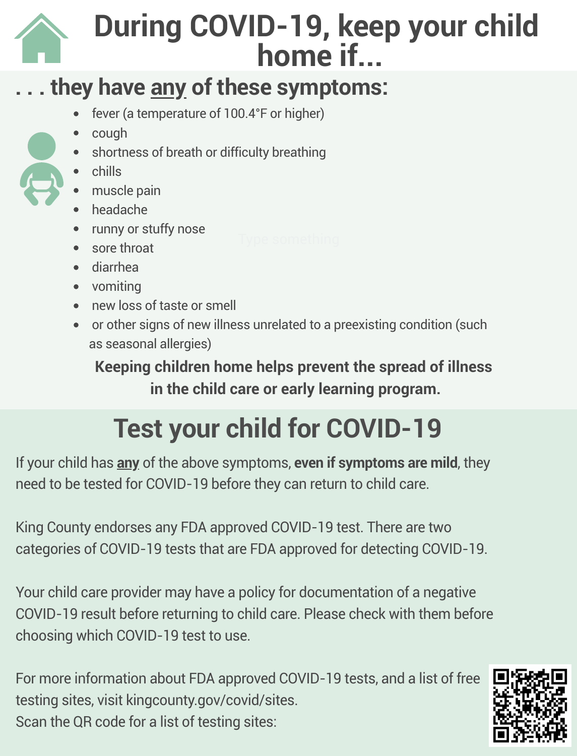# During COVID-19, keep your child home if...

## . . . they have any of these symptoms:

- fever (a temperature of 100.4°F or higher)
- cough
- shortness of breath or difficulty breathing
- chills
- muscle pain
- headache
- runny or stuffy nose
- sore throat
- diarrhea
- vomiting
- new loss of taste or smell
- or other signs of new illness unrelated to a preexisting condition (such as seasonal allergies)

**Keeping children home helps prevent the spread of illness in the child care or early learning program.**

## Test your child for COVID-19

If your child has **any** of the above symptoms, **even if symptoms are mild**, they need to be tested for COVID-19 before they can return to child care.

King County endorses any FDA approved COVID-19 test. There are two categories of COVID-19 tests that are FDA approved for detecting COVID-19.

Your child care provider may have a policy for documentation of a negative COVID-19 result before returning to child care. Please check with them before choosing which COVID-19 test to use.

For more information about FDA approved COVID-19 tests, and a list of free testing sites, visit kingcounty.gov/covid/sites.
Scan the QR code for a list of testing sites: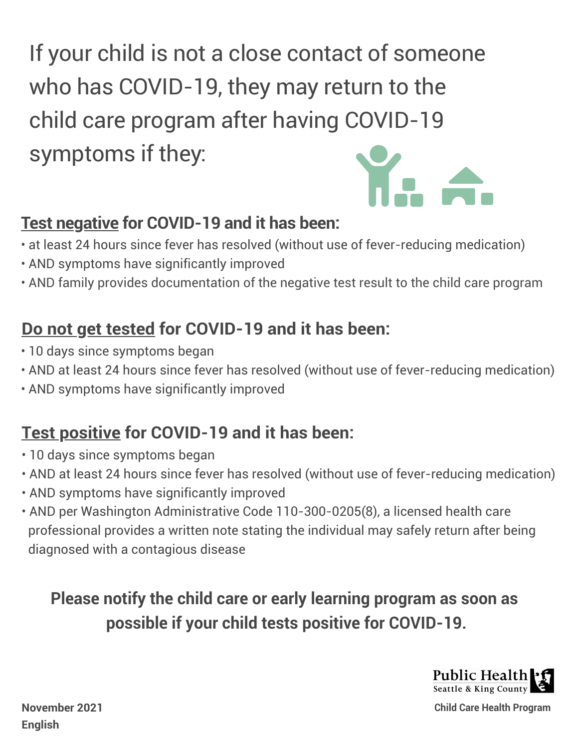If your child is not a close contact of someone who has COVID-19, they may return to the child care program after having COVID-19 symptoms if they:

## <u>Test negative</u> for COVID-19 and it has been:

- at least 24 hours since fever has resolved (without use of fever-reducing medication)
- AND symptoms have significantly improved
- AND family provides documentation of the negative test result to the child care program

## <u>Do not get tested</u> for COVID-19 and it has been:

- 10 days since symptoms began
- AND at least 24 hours since fever has resolved (without use of fever-reducing medication)
- AND symptoms have significantly improved

## <u>Test positive</u> for COVID-19 and it has been:

- 10 days since symptoms began
- AND at least 24 hours since fever has resolved (without use of fever-reducing medication)
- AND symptoms have significantly improved
- AND per Washington Administrative Code 110-300-0205(8), a licensed health care professional provides a written note stating the individual may safely return after being diagnosed with a contagious disease

**Please notify the child care or early learning program as soon as possible if your child tests positive for COVID-19.**

Public Health
Seattle & King County

**Child Care Health Program**

**November 2021**
**English**